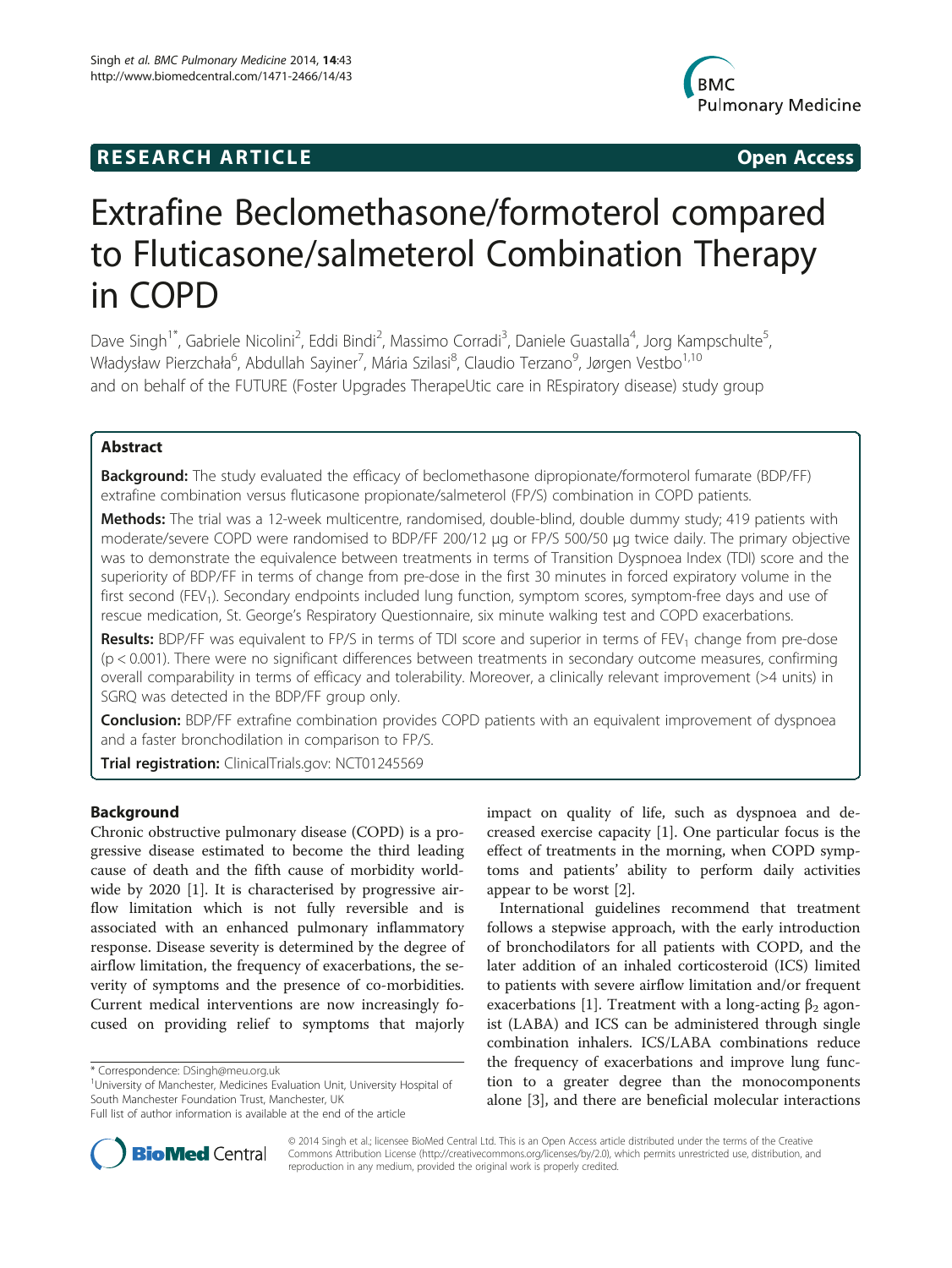**RESEARCH ARTICLE** **Open Access**

# Extrafine Beclomethasone/formoterol compared to Fluticasone/salmeterol Combination Therapy in COPD

Dave Singh[1*], Gabriele Nicolini[2], Eddi Bindi[2], Massimo Corradi[3], Daniele Guastalla[4], Jorg Kampschulte[5], Władysław Pierzchała[6], Abdullah Sayiner[7], Mária Szilasi[8], Claudio Terzano[9], Jørgen Vestbo[1,10] and on behalf of the FUTURE (Foster Upgrades TherapeUtic care in REspiratory disease) study group

## Abstract

**Background:** The study evaluated the efficacy of beclomethasone dipropionate/formoterol fumarate (BDP/FF) extrafine combination versus fluticasone propionate/salmeterol (FP/S) combination in COPD patients.

**Methods:** The trial was a 12-week multicentre, randomised, double-blind, double dummy study; 419 patients with moderate/severe COPD were randomised to BDP/FF 200/12 μg or FP/S 500/50 μg twice daily. The primary objective was to demonstrate the equivalence between treatments in terms of Transition Dyspnoea Index (TDI) score and the superiority of BDP/FF in terms of change from pre-dose in the first 30 minutes in forced expiratory volume in the first second ($FEV_1$). Secondary endpoints included lung function, symptom scores, symptom-free days and use of rescue medication, St. George's Respiratory Questionnaire, six minute walking test and COPD exacerbations.

**Results:** BDP/FF was equivalent to FP/S in terms of TDI score and superior in terms of $FEV_1$ change from pre-dose ($p < 0.001$). There were no significant differences between treatments in secondary outcome measures, confirming overall comparability in terms of efficacy and tolerability. Moreover, a clinically relevant improvement (>4 units) in SGRQ was detected in the BDP/FF group only.

**Conclusion:** BDP/FF extrafine combination provides COPD patients with an equivalent improvement of dyspnoea and a faster bronchodilation in comparison to FP/S.

**Trial registration:** ClinicalTrials.gov: NCT01245569

## Background

Chronic obstructive pulmonary disease (COPD) is a progressive disease estimated to become the third leading cause of death and the fifth cause of morbidity worldwide by 2020 [1]. It is characterised by progressive airflow limitation which is not fully reversible and is associated with an enhanced pulmonary inflammatory response. Disease severity is determined by the degree of airflow limitation, the frequency of exacerbations, the severity of symptoms and the presence of co-morbidities. Current medical interventions are now increasingly focused on providing relief to symptoms that majorly impact on quality of life, such as dyspnoea and decreased exercise capacity [1]. One particular focus is the effect of treatments in the morning, when COPD symptoms and patients' ability to perform daily activities appear to be worst [2].

International guidelines recommend that treatment follows a stepwise approach, with the early introduction of bronchodilators for all patients with COPD, and the later addition of an inhaled corticosteroid (ICS) limited to patients with severe airflow limitation and/or frequent exacerbations [1]. Treatment with a long-acting $\beta_2$ agonist (LABA) and ICS can be administered through single combination inhalers. ICS/LABA combinations reduce the frequency of exacerbations and improve lung function to a greater degree than the monocomponents alone [3], and there are beneficial molecular interactions

* Correspondence: DSingh@meu.org.uk
[1]University of Manchester, Medicines Evaluation Unit, University Hospital of South Manchester Foundation Trust, Manchester, UK
Full list of author information is available at the end of the article

© 2014 Singh et al.; licensee BioMed Central Ltd. This is an Open Access article distributed under the terms of the Creative Commons Attribution License (http://creativecommons.org/licenses/by/2.0), which permits unrestricted use, distribution, and reproduction in any medium, provided the original work is properly credited.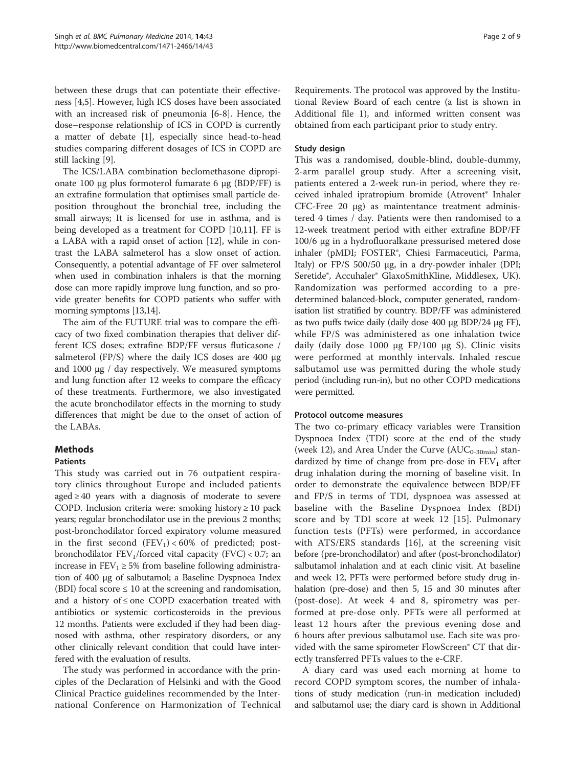between these drugs that can potentiate their effectiveness [4,5]. However, high ICS doses have been associated with an increased risk of pneumonia [6-8]. Hence, the dose–response relationship of ICS in COPD is currently a matter of debate [1], especially since head-to-head studies comparing different dosages of ICS in COPD are still lacking [9].

The ICS/LABA combination beclomethasone dipropionate 100 μg plus formoterol fumarate 6 μg (BDP/FF) is an extrafine formulation that optimises small particle deposition throughout the bronchial tree, including the small airways; It is licensed for use in asthma, and is being developed as a treatment for COPD [10,11]. FF is a LABA with a rapid onset of action [12], while in contrast the LABA salmeterol has a slow onset of action. Consequently, a potential advantage of FF over salmeterol when used in combination inhalers is that the morning dose can more rapidly improve lung function, and so provide greater benefits for COPD patients who suffer with morning symptoms [13,14].

The aim of the FUTURE trial was to compare the efficacy of two fixed combination therapies that deliver different ICS doses; extrafine BDP/FF versus fluticasone / salmeterol (FP/S) where the daily ICS doses are 400 μg and 1000 μg / day respectively. We measured symptoms and lung function after 12 weeks to compare the efficacy of these treatments. Furthermore, we also investigated the acute bronchodilator effects in the morning to study differences that might be due to the onset of action of the LABAs.

## Methods

### Patients

This study was carried out in 76 outpatient respiratory clinics throughout Europe and included patients aged ≥ 40 years with a diagnosis of moderate to severe COPD. Inclusion criteria were: smoking history ≥ 10 pack years; regular bronchodilator use in the previous 2 months; post-bronchodilator forced expiratory volume measured in the first second ($FEV_1$) < 60% of predicted; post-bronchodilator $FEV_1$/forced vital capacity (FVC) < 0.7; an increase in $FEV_1$ ≥ 5% from baseline following administration of 400 μg of salbutamol; a Baseline Dyspnoea Index (BDI) focal score ≤ 10 at the screening and randomisation, and a history of ≤ one COPD exacerbation treated with antibiotics or systemic corticosteroids in the previous 12 months. Patients were excluded if they had been diagnosed with asthma, other respiratory disorders, or any other clinically relevant condition that could have interfered with the evaluation of results.

The study was performed in accordance with the principles of the Declaration of Helsinki and with the Good Clinical Practice guidelines recommended by the International Conference on Harmonization of Technical Requirements. The protocol was approved by the Institutional Review Board of each centre (a list is shown in Additional file 1), and informed written consent was obtained from each participant prior to study entry.

### Study design

This was a randomised, double-blind, double-dummy, 2-arm parallel group study. After a screening visit, patients entered a 2-week run-in period, where they received inhaled ipratropium bromide (Atrovent® Inhaler CFC-Free 20 μg) as maintentance treatment administered 4 times / day. Patients were then randomised to a 12-week treatment period with either extrafine BDP/FF 100/6 μg in a hydrofluoralkane pressurised metered dose inhaler (pMDI; FOSTER®, Chiesi Farmaceutici, Parma, Italy) or FP/S 500/50 μg, in a dry-powder inhaler (DPI; Seretide®, Accuhaler® GlaxoSmithKline, Middlesex, UK). Randomization was performed according to a predetermined balanced-block, computer generated, randomisation list stratified by country. BDP/FF was administered as two puffs twice daily (daily dose 400 μg BDP/24 μg FF), while FP/S was administered as one inhalation twice daily (daily dose 1000 μg FP/100 μg S). Clinic visits were performed at monthly intervals. Inhaled rescue salbutamol use was permitted during the whole study period (including run-in), but no other COPD medications were permitted.

### Protocol outcome measures

The two co-primary efficacy variables were Transition Dyspnoea Index (TDI) score at the end of the study (week 12), and Area Under the Curve ($AUC_{0-30min}$) standardized by time of change from pre-dose in $FEV_1$ after drug inhalation during the morning of baseline visit. In order to demonstrate the equivalence between BDP/FF and FP/S in terms of TDI, dyspnoea was assessed at baseline with the Baseline Dyspnoea Index (BDI) score and by TDI score at week 12 [15]. Pulmonary function tests (PFTs) were performed, in accordance with ATS/ERS standards [16], at the screening visit before (pre-bronchodilator) and after (post-bronchodilator) salbutamol inhalation and at each clinic visit. At baseline and week 12, PFTs were performed before study drug inhalation (pre-dose) and then 5, 15 and 30 minutes after (post-dose). At week 4 and 8, spirometry was performed at pre-dose only. PFTs were all performed at least 12 hours after the previous evening dose and 6 hours after previous salbutamol use. Each site was provided with the same spirometer FlowScreen® CT that directly transferred PFTs values to the e-CRF.

A diary card was used each morning at home to record COPD symptom scores, the number of inhalations of study medication (run-in medication included) and salbutamol use; the diary card is shown in Additional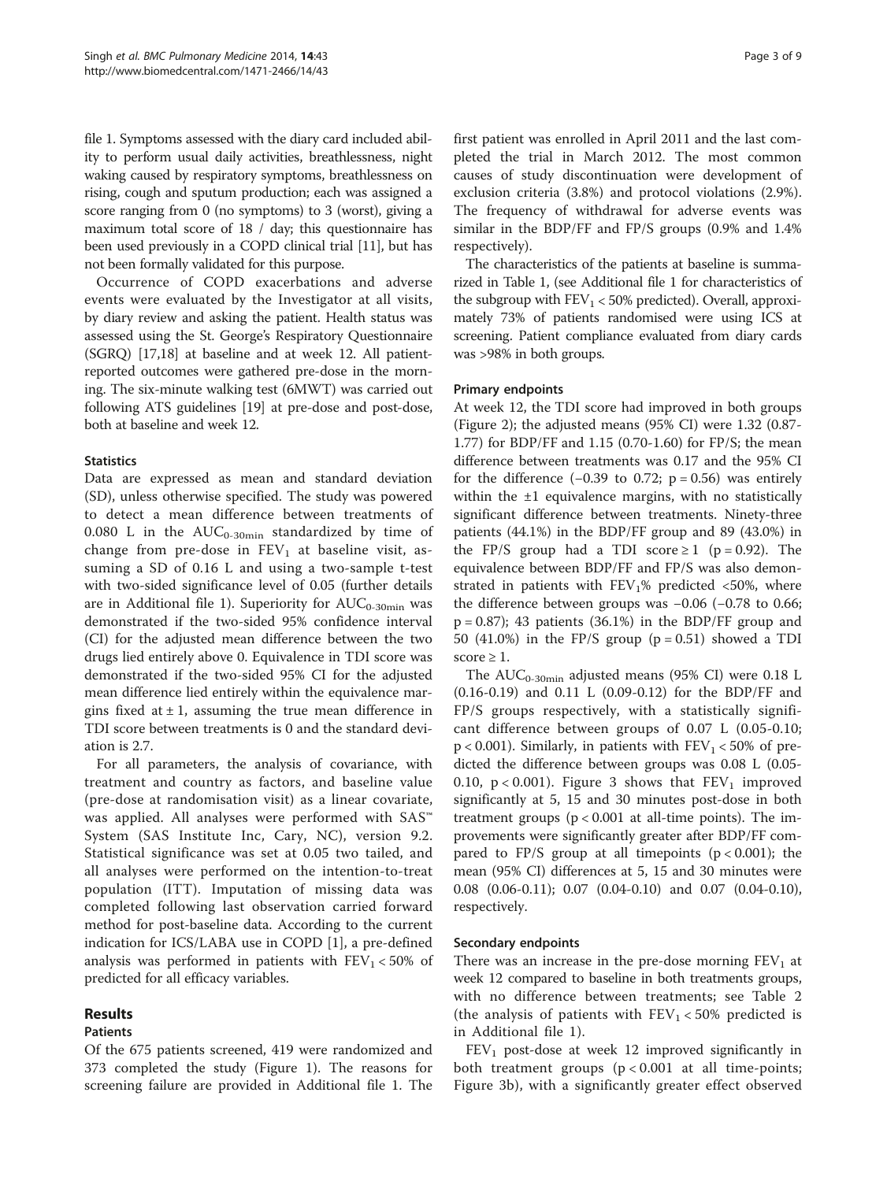file 1. Symptoms assessed with the diary card included ability to perform usual daily activities, breathlessness, night waking caused by respiratory symptoms, breathlessness on rising, cough and sputum production; each was assigned a score ranging from 0 (no symptoms) to 3 (worst), giving a maximum total score of 18 / day; this questionnaire has been used previously in a COPD clinical trial [11], but has not been formally validated for this purpose.

Occurrence of COPD exacerbations and adverse events were evaluated by the Investigator at all visits, by diary review and asking the patient. Health status was assessed using the St. George's Respiratory Questionnaire (SGRQ) [17,18] at baseline and at week 12. All patient-reported outcomes were gathered pre-dose in the morning. The six-minute walking test (6MWT) was carried out following ATS guidelines [19] at pre-dose and post-dose, both at baseline and week 12.

### Statistics

Data are expressed as mean and standard deviation (SD), unless otherwise specified. The study was powered to detect a mean difference between treatments of 0.080 L in the $AUC_{0\text{-}30min}$ standardized by time of change from pre-dose in $FEV_1$ at baseline visit, assuming a SD of 0.16 L and using a two-sample t-test with two-sided significance level of 0.05 (further details are in Additional file 1). Superiority for $AUC_{0\text{-}30min}$ was demonstrated if the two-sided 95% confidence interval (CI) for the adjusted mean difference between the two drugs lied entirely above 0. Equivalence in TDI score was demonstrated if the two-sided 95% CI for the adjusted mean difference lied entirely within the equivalence margins fixed at ± 1, assuming the true mean difference in TDI score between treatments is 0 and the standard deviation is 2.7.

For all parameters, the analysis of covariance, with treatment and country as factors, and baseline value (pre-dose at randomisation visit) as a linear covariate, was applied. All analyses were performed with SAS™ System (SAS Institute Inc, Cary, NC), version 9.2. Statistical significance was set at 0.05 two tailed, and all analyses were performed on the intention-to-treat population (ITT). Imputation of missing data was completed following last observation carried forward method for post-baseline data. According to the current indication for ICS/LABA use in COPD [1], a pre-defined analysis was performed in patients with $FEV_1 < 50\%$ of predicted for all efficacy variables.

## Results

### Patients

Of the 675 patients screened, 419 were randomized and 373 completed the study (Figure 1). The reasons for screening failure are provided in Additional file 1. The first patient was enrolled in April 2011 and the last completed the trial in March 2012. The most common causes of study discontinuation were development of exclusion criteria (3.8%) and protocol violations (2.9%). The frequency of withdrawal for adverse events was similar in the BDP/FF and FP/S groups (0.9% and 1.4% respectively).

The characteristics of the patients at baseline is summarized in Table 1, (see Additional file 1 for characteristics of the subgroup with $FEV_1 < 50\%$ predicted). Overall, approximately 73% of patients randomised were using ICS at screening. Patient compliance evaluated from diary cards was >98% in both groups.

### Primary endpoints

At week 12, the TDI score had improved in both groups (Figure 2); the adjusted means (95% CI) were 1.32 (0.87-1.77) for BDP/FF and 1.15 (0.70-1.60) for FP/S; the mean difference between treatments was 0.17 and the 95% CI for the difference (−0.39 to 0.72; p = 0.56) was entirely within the ±1 equivalence margins, with no statistically significant difference between treatments. Ninety-three patients (44.1%) in the BDP/FF group and 89 (43.0%) in the FP/S group had a TDI score ≥ 1 (p = 0.92). The equivalence between BDP/FF and FP/S was also demonstrated in patients with $FEV_1\%$ predicted <50%, where the difference between groups was −0.06 (−0.78 to 0.66; p = 0.87); 43 patients (36.1%) in the BDP/FF group and 50 (41.0%) in the FP/S group (p = 0.51) showed a TDI score ≥ 1.

The $AUC_{0\text{-}30min}$ adjusted means (95% CI) were 0.18 L (0.16-0.19) and 0.11 L (0.09-0.12) for the BDP/FF and FP/S groups respectively, with a statistically significant difference between groups of 0.07 L (0.05-0.10; p < 0.001). Similarly, in patients with $FEV_1 < 50\%$ of predicted the difference between groups was 0.08 L (0.05-0.10, p < 0.001). Figure 3 shows that $FEV_1$ improved significantly at 5, 15 and 30 minutes post-dose in both treatment groups (p < 0.001 at all-time points). The improvements were significantly greater after BDP/FF compared to FP/S group at all timepoints (p < 0.001); the mean (95% CI) differences at 5, 15 and 30 minutes were 0.08 (0.06-0.11); 0.07 (0.04-0.10) and 0.07 (0.04-0.10), respectively.

### Secondary endpoints

There was an increase in the pre-dose morning $FEV_1$ at week 12 compared to baseline in both treatments groups, with no difference between treatments; see Table 2 (the analysis of patients with $FEV_1 < 50\%$ predicted is in Additional file 1).

$FEV_1$ post-dose at week 12 improved significantly in both treatment groups (p < 0.001 at all time-points; Figure 3b), with a significantly greater effect observed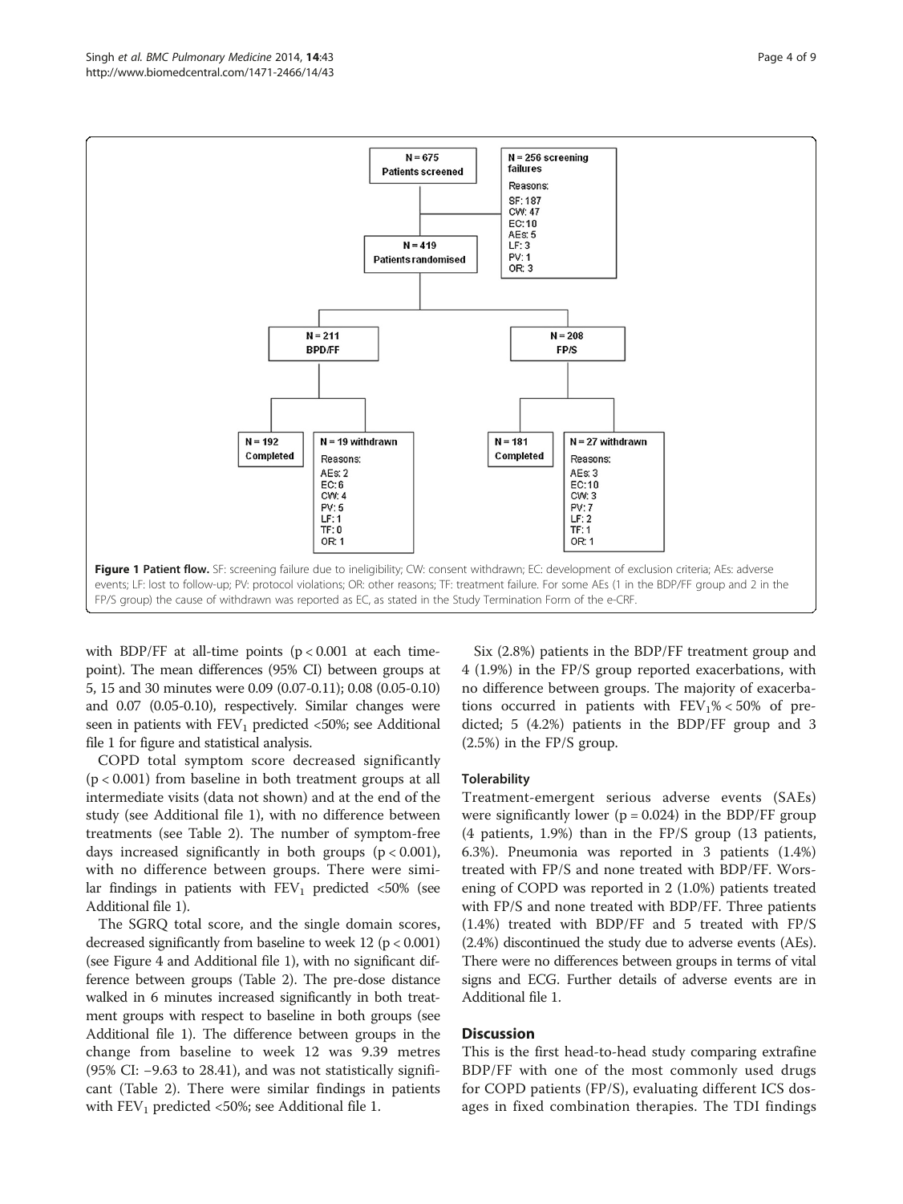**Figure 1 Patient flow.** SF: screening failure due to ineligibility; CW: consent withdrawn; EC: development of exclusion criteria; AEs: adverse events; LF: lost to follow-up; PV: protocol violations; OR: other reasons; TF: treatment failure. For some AEs (1 in the BDP/FF group and 2 in the FP/S group) the cause of withdrawn was reported as EC, as stated in the Study Termination Form of the e-CRF.

with BDP/FF at all-time points ($p < 0.001$ at each time-point). The mean differences (95% CI) between groups at 5, 15 and 30 minutes were 0.09 (0.07-0.11); 0.08 (0.05-0.10) and 0.07 (0.05-0.10), respectively. Similar changes were seen in patients with $FEV_1$ predicted <50%; see Additional file 1 for figure and statistical analysis.

COPD total symptom score decreased significantly ($p < 0.001$) from baseline in both treatment groups at all intermediate visits (data not shown) and at the end of the study (see Additional file 1), with no difference between treatments (see Table 2). The number of symptom-free days increased significantly in both groups ($p < 0.001$), with no difference between groups. There were similar findings in patients with $FEV_1$ predicted <50% (see Additional file 1).

The SGRQ total score, and the single domain scores, decreased significantly from baseline to week 12 ($p < 0.001$) (see Figure 4 and Additional file 1), with no significant difference between groups (Table 2). The pre-dose distance walked in 6 minutes increased significantly in both treatment groups with respect to baseline in both groups (see Additional file 1). The difference between groups in the change from baseline to week 12 was 9.39 metres (95% CI: −9.63 to 28.41), and was not statistically significant (Table 2). There were similar findings in patients with $FEV_1$ predicted <50%; see Additional file 1.

Six (2.8%) patients in the BDP/FF treatment group and 4 (1.9%) in the FP/S group reported exacerbations, with no difference between groups. The majority of exacerbations occurred in patients with $FEV_1\% < 50\%$ of predicted; 5 (4.2%) patients in the BDP/FF group and 3 (2.5%) in the FP/S group.

### Tolerability

Treatment-emergent serious adverse events (SAEs) were significantly lower ($p = 0.024$) in the BDP/FF group (4 patients, 1.9%) than in the FP/S group (13 patients, 6.3%). Pneumonia was reported in 3 patients (1.4%) treated with FP/S and none treated with BDP/FF. Worsening of COPD was reported in 2 (1.0%) patients treated with FP/S and none treated with BDP/FF. Three patients (1.4%) treated with BDP/FF and 5 treated with FP/S (2.4%) discontinued the study due to adverse events (AEs). There were no differences between groups in terms of vital signs and ECG. Further details of adverse events are in Additional file 1.

## Discussion

This is the first head-to-head study comparing extrafine BDP/FF with one of the most commonly used drugs for COPD patients (FP/S), evaluating different ICS dosages in fixed combination therapies. The TDI findings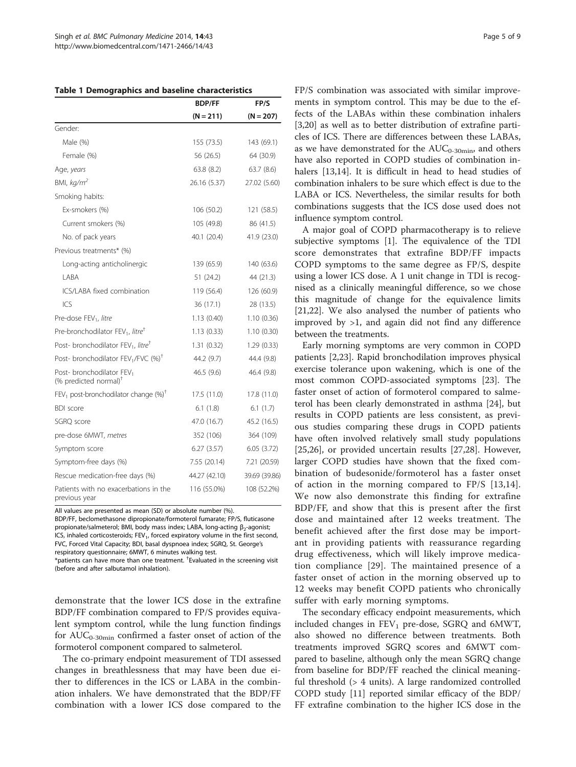**Table 1 Demographics and baseline characteristics**

| | BDP/FF (N = 211) | FP/S (N = 207) |
|---|---|---|
| Gender: | | |
| Male (%) | 155 (73.5) | 143 (69.1) |
| Female (%) | 56 (26.5) | 64 (30.9) |
| Age, *years* | 63.8 (8.2) | 63.7 (8.6) |
| BMI, *kg/m*$^2$ | 26.16 (5.37) | 27.02 (5.60) |
| Smoking habits: | | |
| Ex-smokers (%) | 106 (50.2) | 121 (58.5) |
| Current smokers (%) | 105 (49.8) | 86 (41.5) |
| No. of pack years | 40.1 (20.4) | 41.9 (23.0) |
| Previous treatments* (%) | | |
| Long-acting anticholinergic | 139 (65.9) | 140 (63.6) |
| LABA | 51 (24.2) | 44 (21.3) |
| ICS/LABA fixed combination | 119 (56.4) | 126 (60.9) |
| ICS | 36 (17.1) | 28 (13.5) |
| Pre-dose $FEV_1$, *litre* | 1.13 (0.40) | 1.10 (0.36) |
| Pre-bronchodilator $FEV_1$, *litre*† | 1.13 (0.33) | 1.10 (0.30) |
| Post- bronchodilator $FEV_1$, *litre*† | 1.31 (0.32) | 1.29 (0.33) |
| Post- bronchodilator $FEV_1$/FVC (%)† | 44.2 (9.7) | 44.4 (9.8) |
| Post- bronchodilator $FEV_1$ (% predicted normal)† | 46.5 (9.6) | 46.4 (9.8) |
| $FEV_1$ post-bronchodilator change (%)† | 17.5 (11.0) | 17.8 (11.0) |
| BDI score | 6.1 (1.8) | 6.1 (1.7) |
| SGRQ score | 47.0 (16.7) | 45.2 (16.5) |
| pre-dose 6MWT, *metres* | 352 (106) | 364 (109) |
| Symptom score | 6.27 (3.57) | 6.05 (3.72) |
| Symptom-free days (%) | 7.55 (20.14) | 7.21 (20.59) |
| Rescue medication-free days (%) | 44.27 (42.10) | 39.69 (39.86) |
| Patients with no exacerbations in the previous year | 116 (55.0%) | 108 (52.2%) |

All values are presented as mean (SD) or absolute number (%).
BDP/FF, beclomethasone dipropionate/formoterol fumarate; FP/S, fluticasone propionate/salmeterol; BMI, body mass index; LABA, long-acting $\beta_2$-agonist; ICS, inhaled corticosteroids; $FEV_1$, forced expiratory volume in the first second, FVC, Forced Vital Capacity; BDI, basal dyspnoea index; SGRQ, St. George's respiratory questionnaire; 6MWT, 6 minutes walking test.
*patients can have more than one treatment. †Evaluated in the screening visit (before and after salbutamol inhalation).

demonstrate that the lower ICS dose in the extrafine BDP/FF combination compared to FP/S provides equivalent symptom control, while the lung function findings for $AUC_{0\text{-}30min}$ confirmed a faster onset of action of the formoterol component compared to salmeterol.

The co-primary endpoint measurement of TDI assessed changes in breathlessness that may have been due either to differences in the ICS or LABA in the combination inhalers. We have demonstrated that the BDP/FF combination with a lower ICS dose compared to the FP/S combination was associated with similar improvements in symptom control. This may be due to the effects of the LABAs within these combination inhalers [3,20] as well as to better distribution of extrafine particles of ICS. There are differences between these LABAs, as we have demonstrated for the $AUC_{0\text{-}30min}$, and others have also reported in COPD studies of combination inhalers [13,14]. It is difficult in head to head studies of combination inhalers to be sure which effect is due to the LABA or ICS. Nevertheless, the similar results for both combinations suggests that the ICS dose used does not influence symptom control.

A major goal of COPD pharmacotherapy is to relieve subjective symptoms [1]. The equivalence of the TDI score demonstrates that extrafine BDP/FF impacts COPD symptoms to the same degree as FP/S, despite using a lower ICS dose. A 1 unit change in TDI is recognised as a clinically meaningful difference, so we chose this magnitude of change for the equivalence limits [21,22]. We also analysed the number of patients who improved by >1, and again did not find any difference between the treatments.

Early morning symptoms are very common in COPD patients [2,23]. Rapid bronchodilation improves physical exercise tolerance upon wakening, which is one of the most common COPD-associated symptoms [23]. The faster onset of action of formoterol compared to salmeterol has been clearly demonstrated in asthma [24], but results in COPD patients are less consistent, as previous studies comparing these drugs in COPD patients have often involved relatively small study populations [25,26], or provided uncertain results [27,28]. However, larger COPD studies have shown that the fixed combination of budesonide/formoterol has a faster onset of action in the morning compared to FP/S [13,14]. We now also demonstrate this finding for extrafine BDP/FF, and show that this is present after the first dose and maintained after 12 weeks treatment. The benefit achieved after the first dose may be important in providing patients with reassurance regarding drug effectiveness, which will likely improve medication compliance [29]. The maintained presence of a faster onset of action in the morning observed up to 12 weeks may benefit COPD patients who chronically suffer with early morning symptoms.

The secondary efficacy endpoint measurements, which included changes in $FEV_1$ pre-dose, SGRQ and 6MWT, also showed no difference between treatments. Both treatments improved SGRQ scores and 6MWT compared to baseline, although only the mean SGRQ change from baseline for BDP/FF reached the clinical meaningful threshold (> 4 units). A large randomized controlled COPD study [11] reported similar efficacy of the BDP/FF extrafine combination to the higher ICS dose in the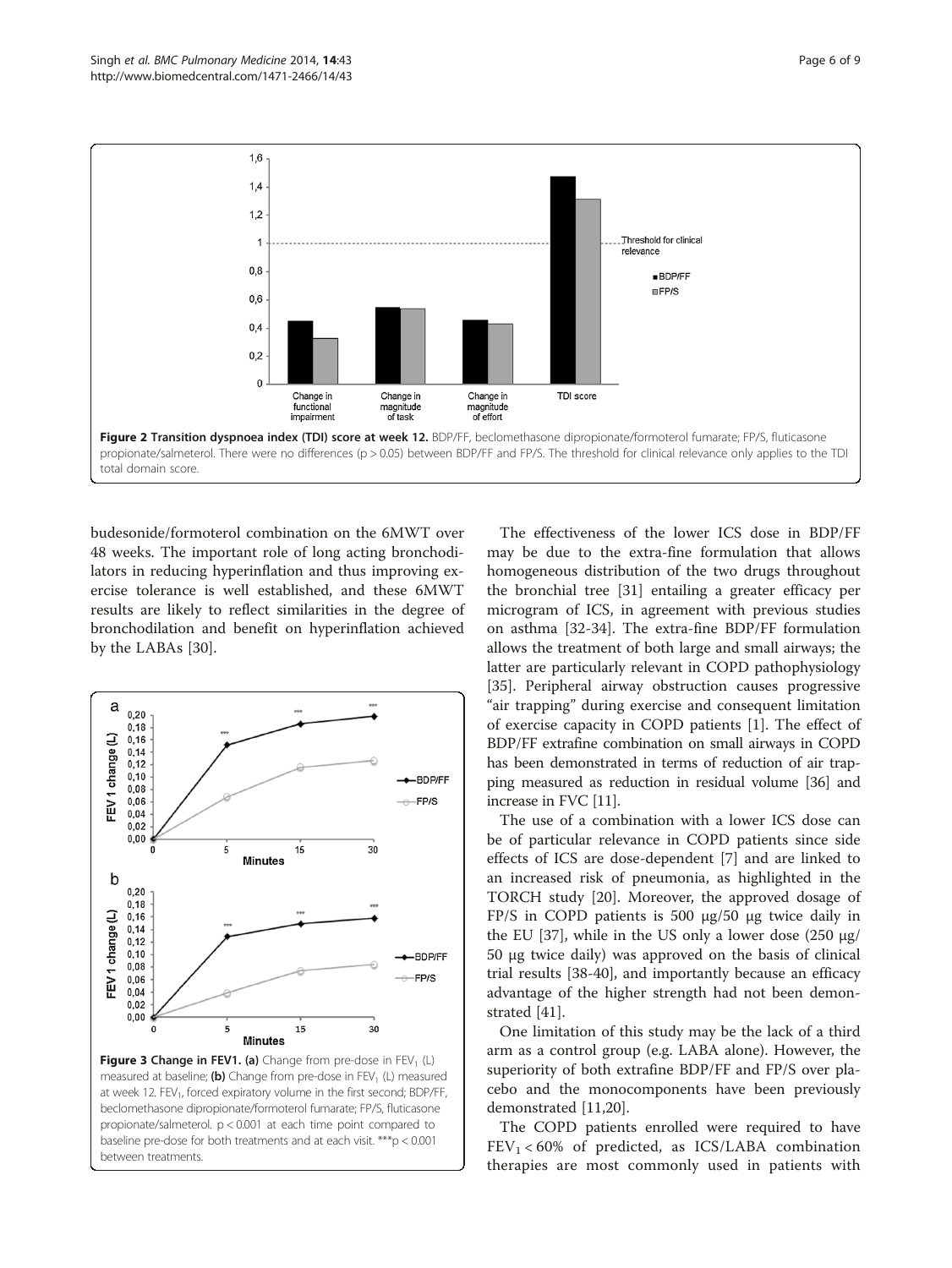Figure 2 Transition dyspnoea index (TDI) score at week 12. BDP/FF, beclomethasone dipropionate/formoterol fumarate; FP/S, fluticasone propionate/salmeterol. There were no differences ($p > 0.05$) between BDP/FF and FP/S. The threshold for clinical relevance only applies to the TDI total domain score.

budesonide/formoterol combination on the 6MWT over 48 weeks. The important role of long acting bronchodilators in reducing hyperinflation and thus improving exercise tolerance is well established, and these 6MWT results are likely to reflect similarities in the degree of bronchodilation and benefit on hyperinflation achieved by the LABAs [30].

Figure 3 Change in FEV1. (a) Change from pre-dose in $FEV_1$ (L) measured at baseline; (b) Change from pre-dose in $FEV_1$ (L) measured at week 12. $FEV_1$, forced expiratory volume in the first second; BDP/FF, beclomethasone dipropionate/formoterol fumarate; FP/S, fluticasone propionate/salmeterol. $p < 0.001$ at each time point compared to baseline pre-dose for both treatments and at each visit. ***$p < 0.001$ between treatments.

The effectiveness of the lower ICS dose in BDP/FF may be due to the extra-fine formulation that allows homogeneous distribution of the two drugs throughout the bronchial tree [31] entailing a greater efficacy per microgram of ICS, in agreement with previous studies on asthma [32-34]. The extra-fine BDP/FF formulation allows the treatment of both large and small airways; the latter are particularly relevant in COPD pathophysiology [35]. Peripheral airway obstruction causes progressive "air trapping" during exercise and consequent limitation of exercise capacity in COPD patients [1]. The effect of BDP/FF extrafine combination on small airways in COPD has been demonstrated in terms of reduction of air trapping measured as reduction in residual volume [36] and increase in FVC [11].

The use of a combination with a lower ICS dose can be of particular relevance in COPD patients since side effects of ICS are dose-dependent [7] and are linked to an increased risk of pneumonia, as highlighted in the TORCH study [20]. Moreover, the approved dosage of FP/S in COPD patients is 500 μg/50 μg twice daily in the EU [37], while in the US only a lower dose (250 μg/50 μg twice daily) was approved on the basis of clinical trial results [38-40], and importantly because an efficacy advantage of the higher strength had not been demonstrated [41].

One limitation of this study may be the lack of a third arm as a control group (e.g. LABA alone). However, the superiority of both extrafine BDP/FF and FP/S over placebo and the monocomponents have been previously demonstrated [11,20].

The COPD patients enrolled were required to have $FEV_1 < 60\%$ of predicted, as ICS/LABA combination therapies are most commonly used in patients with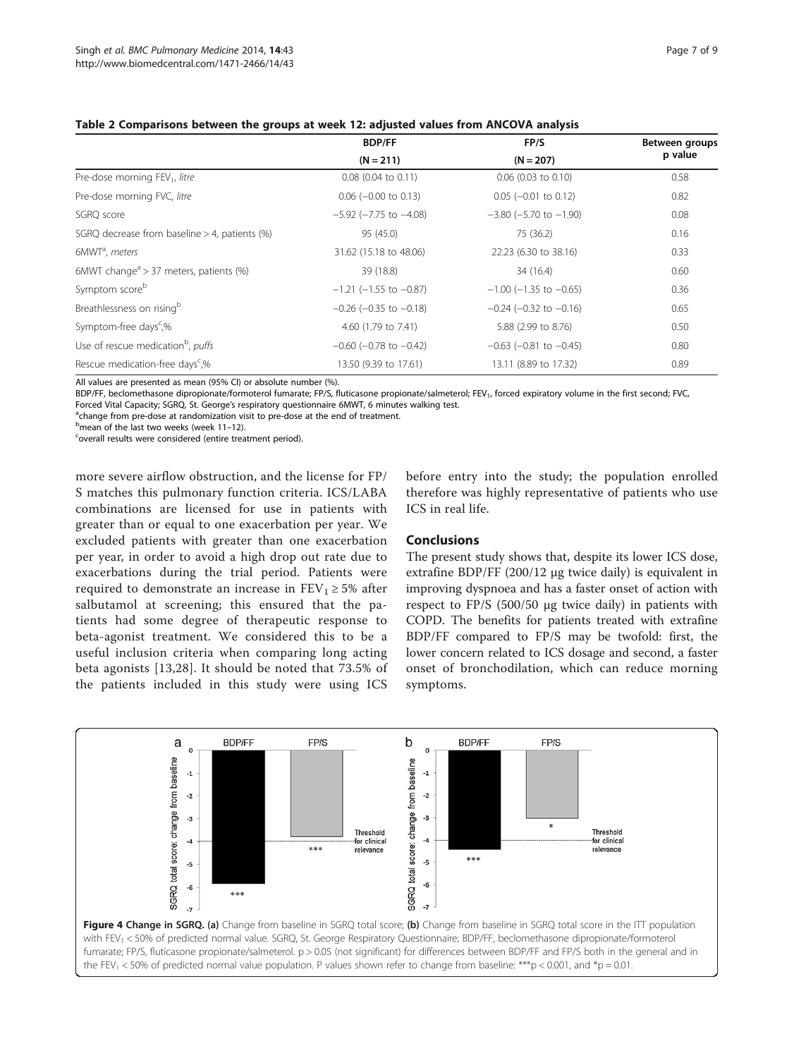**Table 2 Comparisons between the groups at week 12: adjusted values from ANCOVA analysis**

| | BDP/FF (N = 211) | FP/S (N = 207) | Between groups p value |
|---|---|---|---|
| Pre-dose morning $FEV_1$, *litre* | 0.08 (0.04 to 0.11) | 0.06 (0.03 to 0.10) | 0.58 |
| Pre-dose morning FVC, *litre* | 0.06 (−0.00 to 0.13) | 0.05 (−0.01 to 0.12) | 0.82 |
| SGRQ score | −5.92 (−7.75 to −4.08) | −3.80 (−5.70 to −1.90) | 0.08 |
| SGRQ decrease from baseline > 4, patients (%) | 95 (45.0) | 75 (36.2) | 0.16 |
| 6MWT[a], *meters* | 31.62 (15.18 to 48.06) | 22.23 (6.30 to 38.16) | 0.33 |
| 6MWT change[a] > 37 meters, patients (%) | 39 (18.8) | 34 (16.4) | 0.60 |
| Symptom score[b] | −1.21 (−1.55 to −0.87) | −1.00 (−1.35 to −0.65) | 0.36 |
| Breathlessness on rising[b] | −0.26 (−0.35 to −0.18) | −0.24 (−0.32 to −0.16) | 0.65 |
| Symptom-free days[c],% | 4.60 (1.79 to 7.41) | 5.88 (2.99 to 8.76) | 0.50 |
| Use of rescue medication[b], *puffs* | −0.60 (−0.78 to −0.42) | −0.63 (−0.81 to −0.45) | 0.80 |
| Rescue medication-free days[c],% | 13.50 (9.39 to 17.61) | 13.11 (8.89 to 17.32) | 0.89 |

All values are presented as mean (95% CI) or absolute number (%).
BDP/FF, beclomethasone dipropionate/formoterol fumarate; FP/S, fluticasone propionate/salmeterol; $FEV_1$, forced expiratory volume in the first second; FVC, Forced Vital Capacity; SGRQ, St. George's respiratory questionnaire 6MWT, 6 minutes walking test.
[a]change from pre-dose at randomization visit to pre-dose at the end of treatment.
[b]mean of the last two weeks (week 11–12).
[c]overall results were considered (entire treatment period).

more severe airflow obstruction, and the license for FP/S matches this pulmonary function criteria. ICS/LABA combinations are licensed for use in patients with greater than or equal to one exacerbation per year. We excluded patients with greater than one exacerbation per year, in order to avoid a high drop out rate due to exacerbations during the trial period. Patients were required to demonstrate an increase in $FEV_1 \geq 5\%$ after salbutamol at screening; this ensured that the patients had some degree of therapeutic response to beta-agonist treatment. We considered this to be a useful inclusion criteria when comparing long acting beta agonists [13,28]. It should be noted that 73.5% of the patients included in this study were using ICS before entry into the study; the population enrolled therefore was highly representative of patients who use ICS in real life.

## Conclusions

The present study shows that, despite its lower ICS dose, extrafine BDP/FF (200/12 μg twice daily) is equivalent in improving dyspnoea and has a faster onset of action with respect to FP/S (500/50 μg twice daily) in patients with COPD. The benefits for patients treated with extrafine BDP/FF compared to FP/S may be twofold: first, the lower concern related to ICS dosage and second, a faster onset of bronchodilation, which can reduce morning symptoms.

**Figure 4 Change in SGRQ. (a)** Change from baseline in SGRQ total score; **(b)** Change from baseline in SGRQ total score in the ITT population with $FEV_1 < 50\%$ of predicted normal value. SGRQ, St. George Respiratory Questionnaire; BDP/FF, beclomethasone dipropionate/formoterol fumarate; FP/S, fluticasone propionate/salmeterol. $p > 0.05$ (not significant) for differences between BDP/FF and FP/S both in the general and in the $FEV_1 < 50\%$ of predicted normal value population. P values shown refer to change from baseline: ***$p < 0.001$, and *$p = 0.01$.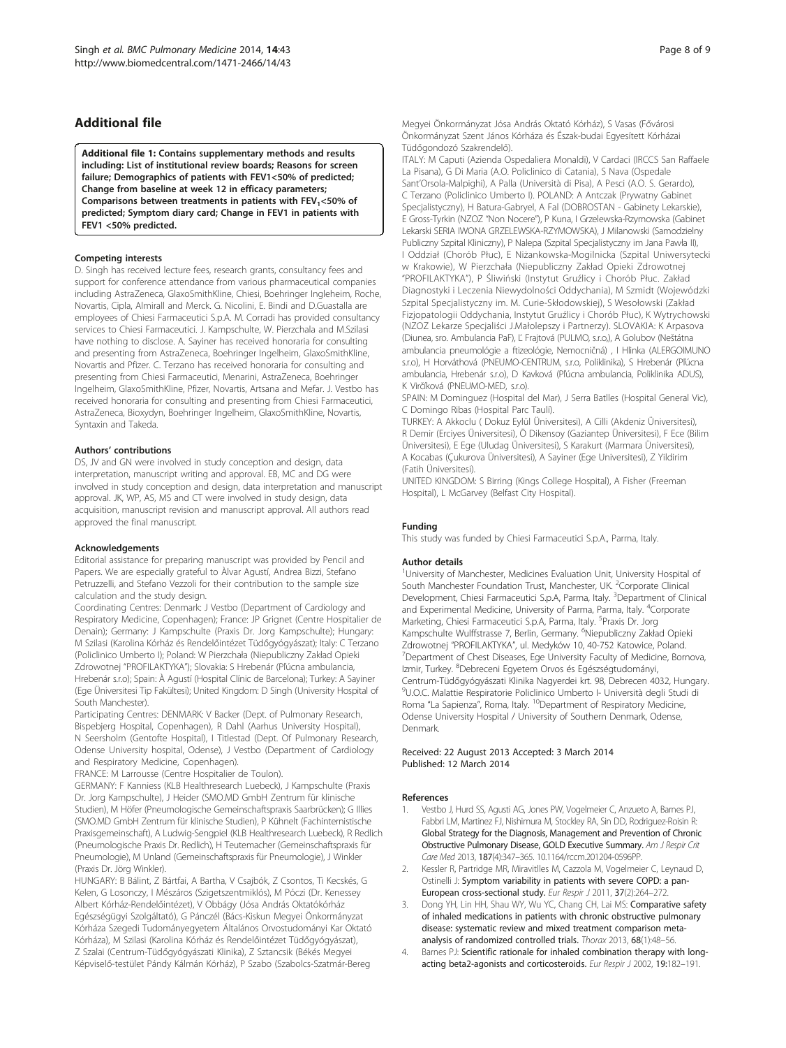## Additional file

**Additional file 1: Contains supplementary methods and results including: List of institutional review boards; Reasons for screen failure; Demographics of patients with FEV1<50% of predicted; Change from baseline at week 12 in efficacy parameters; Comparisons between treatments in patients with $FEV_1$<50% of predicted; Symptom diary card; Change in FEV1 in patients with FEV1 <50% predicted.**

#### Competing interests

D. Singh has received lecture fees, research grants, consultancy fees and support for conference attendance from various pharmaceutical companies including AstraZeneca, GlaxoSmithKline, Chiesi, Boehringer Ingleheim, Roche, Novartis, Cipla, Almirall and Merck. G. Nicolini, E. Bindi and D.Guastalla are employees of Chiesi Farmaceutici S.p.A. M. Corradi has provided consultancy services to Chiesi Farmaceutici. J. Kampschulte, W. Pierzchala and M.Szilasi have nothing to disclose. A. Sayiner has received honoraria for consulting and presenting from AstraZeneca, Boehringer Ingelheim, GlaxoSmithKline, Novartis and Pfizer. C. Terzano has received honoraria for consulting and presenting from Chiesi Farmaceutici, Menarini, AstraZeneca, Boehringer Ingelheim, GlaxoSmithKline, Pfizer, Novartis, Artsana and Mefar. J. Vestbo has received honoraria for consulting and presenting from Chiesi Farmaceutici, AstraZeneca, Bioxydyn, Boehringer Ingelheim, GlaxoSmithKline, Novartis, Syntaxin and Takeda.

#### Authors' contributions

DS, JV and GN were involved in study conception and design, data interpretation, manuscript writing and approval. EB, MC and DG were involved in study conception and design, data interpretation and manuscript approval. JK, WP, AS, MS and CT were involved in study design, data acquisition, manuscript revision and manuscript approval. All authors read approved the final manuscript.

#### Acknowledgements

Editorial assistance for preparing manuscript was provided by Pencil and Papers. We are especially grateful to Àlvar Agustí, Andrea Bizzi, Stefano Petruzzelli, and Stefano Vezzoli for their contribution to the sample size calculation and the study design.

Coordinating Centres: Denmark: J Vestbo (Department of Cardiology and Respiratory Medicine, Copenhagen); France: JP Grignet (Centre Hospitalier de Denain); Germany: J Kampschulte (Praxis Dr. Jorg Kampschulte); Hungary: M Szilasi (Karolina Kórház és Rendelőintézet Tüdőgyógyászat); Italy: C Terzano (Policlinico Umberto I); Poland: W Pierzchała (Niepubliczny Zakład Opieki Zdrowotnej "PROFILAKTYKA"); Slovakia: S Hrebenár (Pľúcna ambulancia, Hrebenár s.r.o); Spain: À Agustí (Hospital Clínic de Barcelona); Turkey: A Sayiner (Ege Üniversitesi Tip Fakültesi); United Kingdom: D Singh (University Hospital of South Manchester).

Participating Centres: DENMARK: V Backer (Dept. of Pulmonary Research, Bispebjerg Hospital, Copenhagen), R Dahl (Aarhus University Hospital), N Seersholm (Gentofte Hospital), I Titlestad (Dept. Of Pulmonary Research, Odense University hospital, Odense), J Vestbo (Department of Cardiology and Respiratory Medicine, Copenhagen).

FRANCE: M Larrousse (Centre Hospitalier de Toulon).

GERMANY: F Kanniess (KLB Healthresearch Luebeck), J Kampschulte (Praxis Dr. Jorg Kampschulte), J Heider (SMO.MD GmbH Zentrum für klinische Studien), M Höfer (Pneumologische Gemeinschaftspraxis Saarbrücken); G Illies (SMO.MD GmbH Zentrum für klinische Studien), P Kühnelt (Fachinternistische Praxisgemeinschaft), A Ludwig-Sengpiel (KLB Healthresearch Luebeck), R Redlich (Pneumologische Praxis Dr. Redlich), H Teutemacher (Gemeinschaftspraxis für Pneumologie), M Unland (Gemeinschaftspraxis für Pneumologie), J Winkler (Praxis Dr. Jörg Winkler).

HUNGARY: B Bálint, Z Bártfai, A Bartha, V Csajbók, Z Csontos, Ti Kecskés, G Kelen, G Losonczy, I Mészáros (Szigetszentmiklós), M Póczi (Dr. Kenessey Albert Kórház-Rendelőintézet), V Obbágy (Jósa András Oktatókórház Egészségügyi Szolgáltató), G Pánczél (Bács-Kiskun Megyei Önkormányzat Kórháza Szegedi Tudományegyetem Általános Orvostudományi Kar Oktató Kórháza), M Szilasi (Karolina Kórház és Rendelőintézet Tüdőgyógyászat), Z Szalai (Centrum-Tüdőgyógyászati Klinika), Z Sztancsik (Békés Megyei Képviselő-testület Pándy Kálmán Kórház), P Szabo (Szabolcs-Szatmár-Bereg Megyei Önkormányzat Jósa András Oktató Kórház), S Vasas (Fővárosi Önkormányzat Szent János Kórháza és Észak-budai Egyesített Kórházai Tüdőgondozó Szakrendelő).

ITALY: M Caputi (Azienda Ospedaliera Monaldi), V Cardaci (IRCCS San Raffaele La Pisana), G Di Maria (A.O. Policlinico di Catania), S Nava (Ospedale Sant'Orsola-Malpighi), A Palla (Università di Pisa), A Pesci (A.O. S. Gerardo), C Terzano (Policlinico Umberto I). POLAND: A Antczak (Prywatny Gabinet Specjalistyczny), H Batura-Gabryel, A Fal (DOBROSTAN - Gabinety Lekarskie), E Gross-Tyrkin (NZOZ "Non Nocere"), P Kuna, I Grzelewska-Rzymowska (Gabinet Lekarski SERIA IWONA GRZELEWSKA-RZYMOWSKA), J Milanowski (Samodzielny Publiczny Szpital Kliniczny), P Nalepa (Szpital Specjalistyczny im Jana Pawła II), I Oddział (Chorób Płuc), E Niżankowska-Mogilnicka (Szpital Uniwersytecki w Krakowie), W Pierzchała (Niepubliczny Zakład Opieki Zdrowotnej "PROFILAKTYKA"), P Śliwiński (Instytut Gruźlicy i Chorób Płuc. Zakład Diagnostyki i Leczenia Niewydolności Oddychania), M Szmidt (Wojewódzki Szpital Specjalistyczny im. M. Curie-Skłodowskiej), S Wesołowski (Zakład Fizjopatologii Oddychania, Instytut Gruźlicy i Chorób Płuc), K Wytrychowski (NZOZ Lekarze Specjaliści J.Małolepszy i Partnerzy). SLOVAKIA: K Arpasova (Diunea, sro. Ambulancia PaF), Ľ Frajtová (PULMO, s.r.o,), A Golubov (Neštátna ambulancia pneumológie a ftizeológie, Nemocničná) , I Hlinka (ALERGOIMUNO s.r.o), H Horváthová (PNEUMO-CENTRUM, s.r.o, Poliklinika), S Hrebenár (Pľúcna ambulancia, Hrebenár s.r.o), D Kavková (Pľúcna ambulancia, Poliklinika ADUS), K Virčíková (PNEUMO-MED, s.r.o).

SPAIN: M Dominguez (Hospital del Mar), J Serra Batlles (Hospital General Vic), C Domingo Ribas (Hospital Parc Taulí).

TURKEY: A Akkoclu ( Dokuz Eylül Üniversitesi), A Cilli (Akdeniz Üniversitesi), R Demir (Erciyes Üniversitesi), Ö Dikensoy (Gaziantep Üniversitesi), F Ece (Bilim Üniversitesi), E Ege (Uludag Üniversitesi), S Karakurt (Marmara Üniversitesi), A Kocabas (Çukurova Üniversitesi), A Sayiner (Ege Universitesi), Z Yildirim (Fatih Üniversitesi).

UNITED KINGDOM: S Birring (Kings College Hospital), A Fisher (Freeman Hospital), L McGarvey (Belfast City Hospital).

#### Funding

This study was funded by Chiesi Farmaceutici S.p.A., Parma, Italy.

#### Author details

[1]University of Manchester, Medicines Evaluation Unit, University Hospital of South Manchester Foundation Trust, Manchester, UK. [2]Corporate Clinical Development, Chiesi Farmaceutici S.p.A, Parma, Italy. [3]Department of Clinical and Experimental Medicine, University of Parma, Parma, Italy. [4]Corporate Marketing, Chiesi Farmaceutici S.p.A, Parma, Italy. [5]Praxis Dr. Jorg Kampschulte Wulffstrasse 7, Berlin, Germany. [6]Niepubliczny Zakład Opieki Zdrowotnej "PROFILAKTYKA", ul. Medyków 10, 40-752 Katowice, Poland. [7]Department of Chest Diseases, Ege University Faculty of Medicine, Bornova, Izmir, Turkey. [8]Debreceni Egyetem Orvos és Egészségtudományi, Centrum-Tüdőgyógyászati Klinika Nagyerdei krt. 98, Debrecen 4032, Hungary. [9]U.O.C. Malattie Respiratorie Policlinico Umberto I- Università degli Studi di Roma "La Sapienza", Roma, Italy. [10]Department of Respiratory Medicine, Odense University Hospital / University of Southern Denmark, Odense, Denmark.

Received: 22 August 2013 Accepted: 3 March 2014
Published: 12 March 2014

#### References

1. Vestbo J, Hurd SS, Agusti AG, Jones PW, Vogelmeier C, Anzueto A, Barnes PJ, Fabbri LM, Martinez FJ, Nishimura M, Stockley RA, Sin DD, Rodriguez-Roisin R: **Global Strategy for the Diagnosis, Management and Prevention of Chronic Obstructive Pulmonary Disease, GOLD Executive Summary.** *Am J Respir Crit Care Med* 2013, **187**(4):347–365. 10.1164/rccm.201204-0596PP.
2. Kessler R, Partridge MR, Miravitlles M, Cazzola M, Vogelmeier C, Leynaud D, Ostinelli J: **Symptom variability in patients with severe COPD: a pan-European cross-sectional study.** *Eur Respir J* 2011, **37**(2):264–272.
3. Dong YH, Lin HH, Shau WY, Wu YC, Chang CH, Lai MS: **Comparative safety of inhaled medications in patients with chronic obstructive pulmonary disease: systematic review and mixed treatment comparison meta-analysis of randomized controlled trials.** *Thorax* 2013, **68**(1):48–56.
4. Barnes PJ: **Scientific rationale for inhaled combination therapy with long-acting beta2-agonists and corticosteroids.** *Eur Respir J* 2002, **19**:182–191.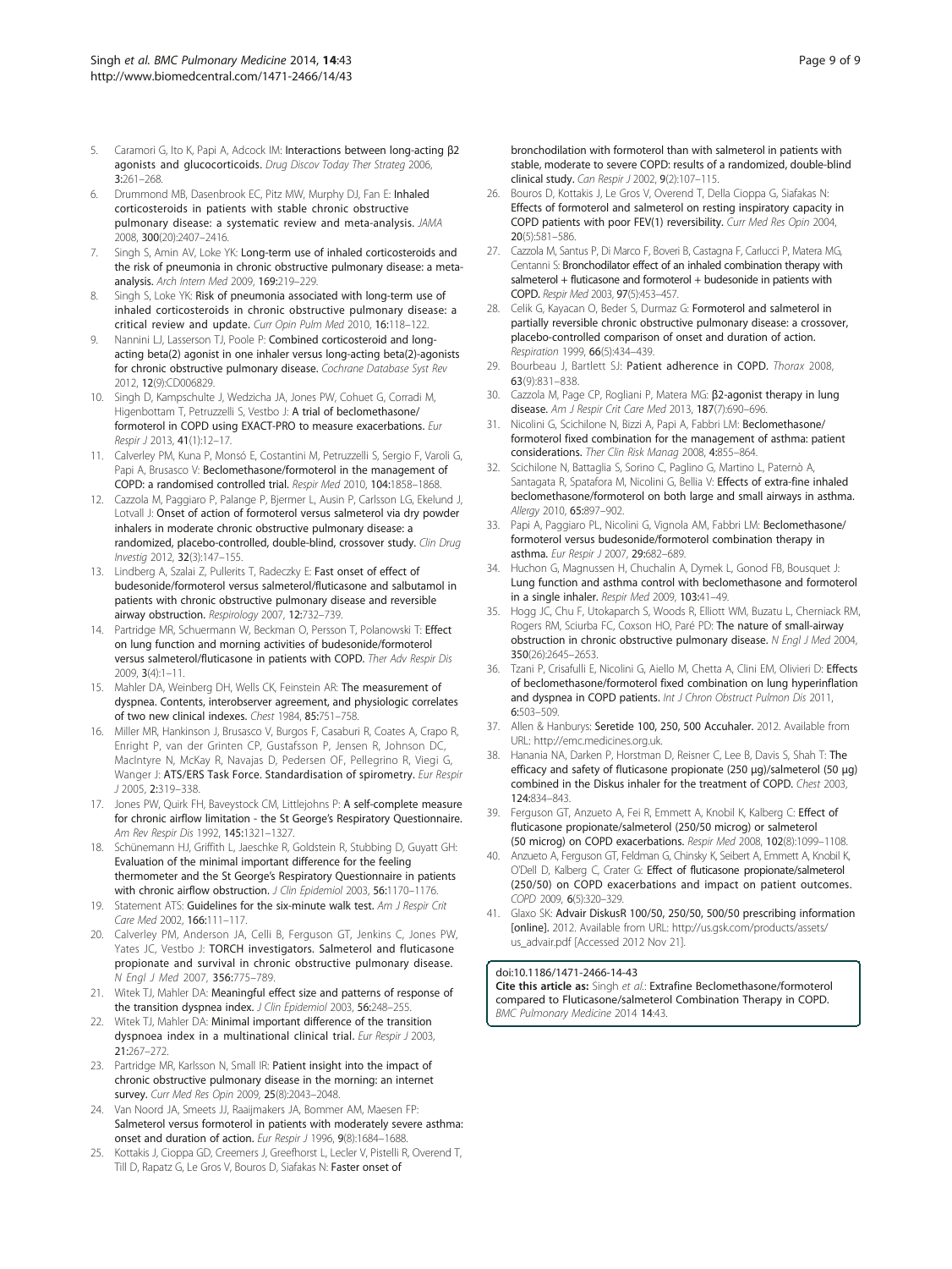5. Caramori G, Ito K, Papi A, Adcock IM: **Interactions between long-acting β2 agonists and glucocorticoids.** *Drug Discov Today Ther Strateg* 2006, **3:**261–268.
6. Drummond MB, Dasenbrook EC, Pitz MW, Murphy DJ, Fan E: **Inhaled corticosteroids in patients with stable chronic obstructive pulmonary disease: a systematic review and meta-analysis.** *JAMA* 2008, **300**(20):2407–2416.
7. Singh S, Amin AV, Loke YK: **Long-term use of inhaled corticosteroids and the risk of pneumonia in chronic obstructive pulmonary disease: a meta-analysis.** *Arch Intern Med* 2009, **169:**219–229.
8. Singh S, Loke YK: **Risk of pneumonia associated with long-term use of inhaled corticosteroids in chronic obstructive pulmonary disease: a critical review and update.** *Curr Opin Pulm Med* 2010, **16:**118–122.
9. Nannini LJ, Lasserson TJ, Poole P: **Combined corticosteroid and long-acting beta(2) agonist in one inhaler versus long-acting beta(2)-agonists for chronic obstructive pulmonary disease.** *Cochrane Database Syst Rev* 2012, **12**(9):CD006829.
10. Singh D, Kampschulte J, Wedzicha JA, Jones PW, Cohuet G, Corradi M, Higenbottam T, Petruzzelli S, Vestbo J: **A trial of beclomethasone/formoterol in COPD using EXACT-PRO to measure exacerbations.** *Eur Respir J* 2013, **41**(1):12–17.
11. Calverley PM, Kuna P, Monsó E, Costantini M, Petruzzelli S, Sergio F, Varoli G, Papi A, Brusasco V: **Beclomethasone/formoterol in the management of COPD: a randomised controlled trial.** *Respir Med* 2010, **104:**1858–1868.
12. Cazzola M, Paggiaro P, Palange P, Bjermer L, Ausin P, Carlsson LG, Ekelund J, Lotvall J: **Onset of action of formoterol versus salmeterol via dry powder inhalers in moderate chronic obstructive pulmonary disease: a randomized, placebo-controlled, double-blind, crossover study.** *Clin Drug Investig* 2012, **32**(3):147–155.
13. Lindberg A, Szalai Z, Pullerits T, Radeczky E: **Fast onset of effect of budesonide/formoterol versus salmeterol/fluticasone and salbutamol in patients with chronic obstructive pulmonary disease and reversible airway obstruction.** *Respirology* 2007, **12:**732–739.
14. Partridge MR, Schuermann W, Beckman O, Persson T, Polanowski T: **Effect on lung function and morning activities of budesonide/formoterol versus salmeterol/fluticasone in patients with COPD.** *Ther Adv Respir Dis* 2009, **3**(4):1–11.
15. Mahler DA, Weinberg DH, Wells CK, Feinstein AR: **The measurement of dyspnea. Contents, interobserver agreement, and physiologic correlates of two new clinical indexes.** *Chest* 1984, **85:**751–758.
16. Miller MR, Hankinson J, Brusasco V, Burgos F, Casaburi R, Coates A, Crapo R, Enright P, van der Grinten CP, Gustafsson P, Jensen R, Johnson DC, MacIntyre N, McKay R, Navajas D, Pedersen OF, Pellegrino R, Viegi G, Wanger J: **ATS/ERS Task Force. Standardisation of spirometry.** *Eur Respir J* 2005, **2:**319–338.
17. Jones PW, Quirk FH, Baveystock CM, Littlejohns P: **A self-complete measure for chronic airflow limitation - the St George's Respiratory Questionnaire.** *Am Rev Respir Dis* 1992, **145:**1321–1327.
18. Schünemann HJ, Griffith L, Jaeschke R, Goldstein R, Stubbing D, Guyatt GH: **Evaluation of the minimal important difference for the feeling thermometer and the St George's Respiratory Questionnaire in patients with chronic airflow obstruction.** *J Clin Epidemiol* 2003, **56:**1170–1176.
19. Statement ATS: **Guidelines for the six-minute walk test.** *Am J Respir Crit Care Med* 2002, **166:**111–117.
20. Calverley PM, Anderson JA, Celli B, Ferguson GT, Jenkins C, Jones PW, Yates JC, Vestbo J: **TORCH investigators. Salmeterol and fluticasone propionate and survival in chronic obstructive pulmonary disease.** *N Engl J Med* 2007, **356:**775–789.
21. Witek TJ, Mahler DA: **Meaningful effect size and patterns of response of the transition dyspnea index.** *J Clin Epidemiol* 2003, **56:**248–255.
22. Witek TJ, Mahler DA: **Minimal important difference of the transition dyspnoea index in a multinational clinical trial.** *Eur Respir J* 2003, **21:**267–272.
23. Partridge MR, Karlsson N, Small IR: **Patient insight into the impact of chronic obstructive pulmonary disease in the morning: an internet survey.** *Curr Med Res Opin* 2009, **25**(8):2043–2048.
24. Van Noord JA, Smeets JJ, Raaijmakers JA, Bommer AM, Maesen FP: **Salmeterol versus formoterol in patients with moderately severe asthma: onset and duration of action.** *Eur Respir J* 1996, **9**(8):1684–1688.
25. Kottakis J, Cioppa GD, Creemers J, Greefhorst L, Lecler V, Pistelli R, Overend T, Till D, Rapatz G, Le Gros V, Bouros D, Siafakas N: **Faster onset of bronchodilation with formoterol than with salmeterol in patients with stable, moderate to severe COPD: results of a randomized, double-blind clinical study.** *Can Respir J* 2002, **9**(2):107–115.
26. Bouros D, Kottakis J, Le Gros V, Overend T, Della Cioppa G, Siafakas N: **Effects of formoterol and salmeterol on resting inspiratory capacity in COPD patients with poor FEV(1) reversibility.** *Curr Med Res Opin* 2004, **20**(5):581–586.
27. Cazzola M, Santus P, Di Marco F, Boveri B, Castagna F, Carlucci P, Matera MG, Centanni S: **Bronchodilator effect of an inhaled combination therapy with salmeterol + fluticasone and formoterol + budesonide in patients with COPD.** *Respir Med* 2003, **97**(5):453–457.
28. Celik G, Kayacan O, Beder S, Durmaz G: **Formoterol and salmeterol in partially reversible chronic obstructive pulmonary disease: a crossover, placebo-controlled comparison of onset and duration of action.** *Respiration* 1999, **66**(5):434–439.
29. Bourbeau J, Bartlett SJ: **Patient adherence in COPD.** *Thorax* 2008, **63**(9):831–838.
30. Cazzola M, Page CP, Rogliani P, Matera MG: **β2-agonist therapy in lung disease.** *Am J Respir Crit Care Med* 2013, **187**(7):690–696.
31. Nicolini G, Scichilone N, Bizzi A, Papi A, Fabbri LM: **Beclomethasone/formoterol fixed combination for the management of asthma: patient considerations.** *Ther Clin Risk Manag* 2008, **4:**855–864.
32. Scichilone N, Battaglia S, Sorino C, Paglino G, Martino L, Paternò A, Santagata R, Spatafora M, Nicolini G, Bellia V: **Effects of extra-fine inhaled beclomethasone/formoterol on both large and small airways in asthma.** *Allergy* 2010, **65:**897–902.
33. Papi A, Paggiaro PL, Nicolini G, Vignola AM, Fabbri LM: **Beclomethasone/formoterol versus budesonide/formoterol combination therapy in asthma.** *Eur Respir J* 2007, **29:**682–689.
34. Huchon G, Magnussen H, Chuchalin A, Dymek L, Gonod FB, Bousquet J: **Lung function and asthma control with beclomethasone and formoterol in a single inhaler.** *Respir Med* 2009, **103:**41–49.
35. Hogg JC, Chu F, Utokaparch S, Woods R, Elliott WM, Buzatu L, Cherniack RM, Rogers RM, Sciurba FC, Coxson HO, Paré PD: **The nature of small-airway obstruction in chronic obstructive pulmonary disease.** *N Engl J Med* 2004, **350**(26):2645–2653.
36. Tzani P, Crisafulli E, Nicolini G, Aiello M, Chetta A, Clini EM, Olivieri D: **Effects of beclomethasone/formoterol fixed combination on lung hyperinflation and dyspnea in COPD patients.** *Int J Chron Obstruct Pulmon Dis* 2011, **6:**503–509.
37. Allen & Hanburys: **Seretide 100, 250, 500 Accuhaler.** 2012. Available from URL: http://emc.medicines.org.uk.
38. Hanania NA, Darken P, Horstman D, Reisner C, Lee B, Davis S, Shah T: **The efficacy and safety of fluticasone propionate (250 μg)/salmeterol (50 μg) combined in the Diskus inhaler for the treatment of COPD.** *Chest* 2003, **124:**834–843.
39. Ferguson GT, Anzueto A, Fei R, Emmett A, Knobil K, Kalberg C: **Effect of fluticasone propionate/salmeterol (250/50 microg) or salmeterol (50 microg) on COPD exacerbations.** *Respir Med* 2008, **102**(8):1099–1108.
40. Anzueto A, Ferguson GT, Feldman G, Chinsky K, Seibert A, Emmett A, Knobil K, O'Dell D, Kalberg C, Crater G: **Effect of fluticasone propionate/salmeterol (250/50) on COPD exacerbations and impact on patient outcomes.** *COPD* 2009, **6**(5):320–329.
41. Glaxo SK: **Advair DiskusR 100/50, 250/50, 500/50 prescribing information [online].** 2012. Available from URL: http://us.gsk.com/products/assets/us_advair.pdf [Accessed 2012 Nov 21].

doi:10.1186/1471-2466-14-43

**Cite this article as:** Singh *et al.*: Extrafine Beclomethasone/formoterol compared to Fluticasone/salmeterol Combination Therapy in COPD. *BMC Pulmonary Medicine* 2014 **14**:43.